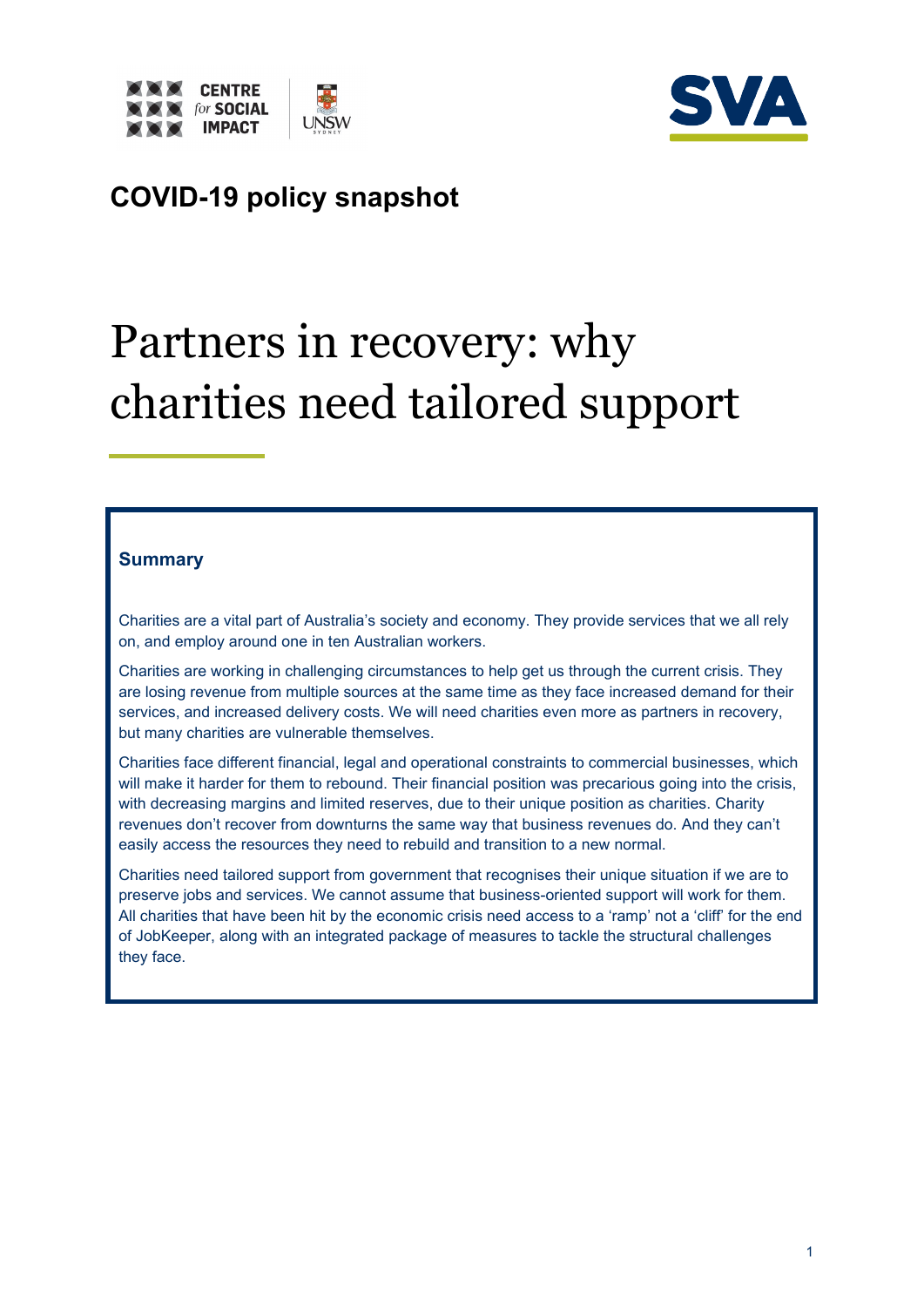**COVID-19 policy snapshot**

# Partners in recovery: why charities need tailored support

## Summary

Charities are a vital part of Australia's society and economy. They provide services that we all rely on, and employ around one in ten Australian workers.

Charities are working in challenging circumstances to help get us through the current crisis. They are losing revenue from multiple sources at the same time as they face increased demand for their services, and increased delivery costs. We will need charities even more as partners in recovery, but many charities are vulnerable themselves.

Charities face different financial, legal and operational constraints to commercial businesses, which will make it harder for them to rebound. Their financial position was precarious going into the crisis, with decreasing margins and limited reserves, due to their unique position as charities. Charity revenues don't recover from downturns the same way that business revenues do. And they can't easily access the resources they need to rebuild and transition to a new normal.

Charities need tailored support from government that recognises their unique situation if we are to preserve jobs and services. We cannot assume that business-oriented support will work for them. All charities that have been hit by the economic crisis need access to a 'ramp' not a 'cliff' for the end of JobKeeper, along with an integrated package of measures to tackle the structural challenges they face.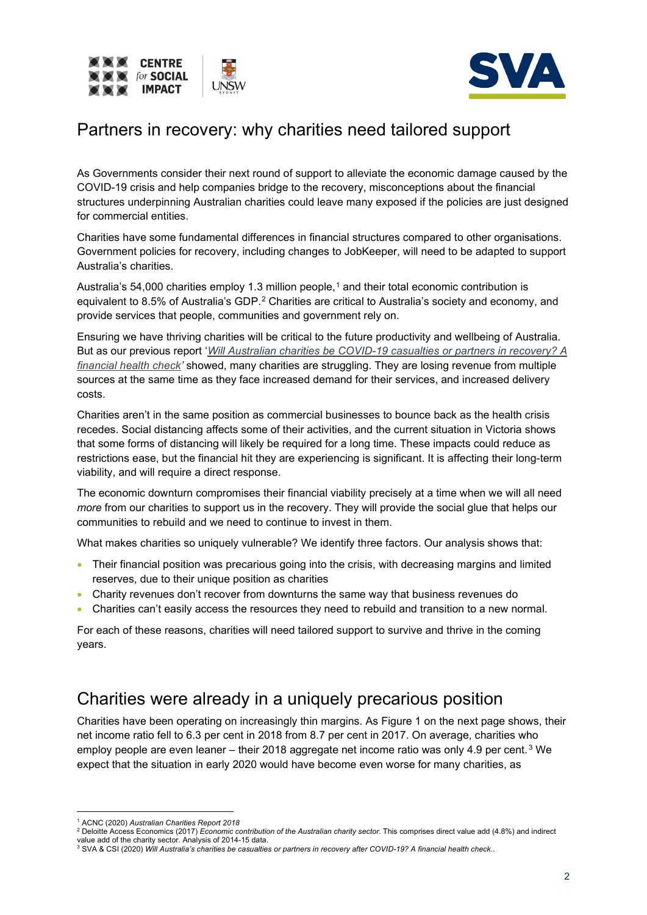# Partners in recovery: why charities need tailored support

As Governments consider their next round of support to alleviate the economic damage caused by the COVID-19 crisis and help companies bridge to the recovery, misconceptions about the financial structures underpinning Australian charities could leave many exposed if the policies are just designed for commercial entities.

Charities have some fundamental differences in financial structures compared to other organisations. Government policies for recovery, including changes to JobKeeper, will need to be adapted to support Australia's charities.

Australia's 54,000 charities employ 1.3 million people,[1] and their total economic contribution is equivalent to 8.5% of Australia's GDP.[2] Charities are critical to Australia's society and economy, and provide services that people, communities and government rely on.

Ensuring we have thriving charities will be critical to the future productivity and wellbeing of Australia. But as our previous report '*Will Australian charities be COVID-19 casualties or partners in recovery? A financial health check*' showed, many charities are struggling. They are losing revenue from multiple sources at the same time as they face increased demand for their services, and increased delivery costs.

Charities aren't in the same position as commercial businesses to bounce back as the health crisis recedes. Social distancing affects some of their activities, and the current situation in Victoria shows that some forms of distancing will likely be required for a long time. These impacts could reduce as restrictions ease, but the financial hit they are experiencing is significant. It is affecting their long-term viability, and will require a direct response.

The economic downturn compromises their financial viability precisely at a time when we will all need *more* from our charities to support us in the recovery. They will provide the social glue that helps our communities to rebuild and we need to continue to invest in them.

What makes charities so uniquely vulnerable? We identify three factors. Our analysis shows that:

- Their financial position was precarious going into the crisis, with decreasing margins and limited reserves, due to their unique position as charities
- Charity revenues don't recover from downturns the same way that business revenues do
- Charities can't easily access the resources they need to rebuild and transition to a new normal.

For each of these reasons, charities will need tailored support to survive and thrive in the coming years.

## Charities were already in a uniquely precarious position

Charities have been operating on increasingly thin margins. As Figure 1 on the next page shows, their net income ratio fell to 6.3 per cent in 2018 from 8.7 per cent in 2017. On average, charities who employ people are even leaner – their 2018 aggregate net income ratio was only 4.9 per cent.[3] We expect that the situation in early 2020 would have become even worse for many charities, as

---

[1] ACNC (2020) *Australian Charities Report 2018*

[2] Deloitte Access Economics (2017) *Economic contribution of the Australian charity sector*. This comprises direct value add (4.8%) and indirect value add of the charity sector. Analysis of 2014-15 data.

[3] SVA & CSI (2020) *Will Australia's charities be casualties or partners in recovery after COVID-19? A financial health check*..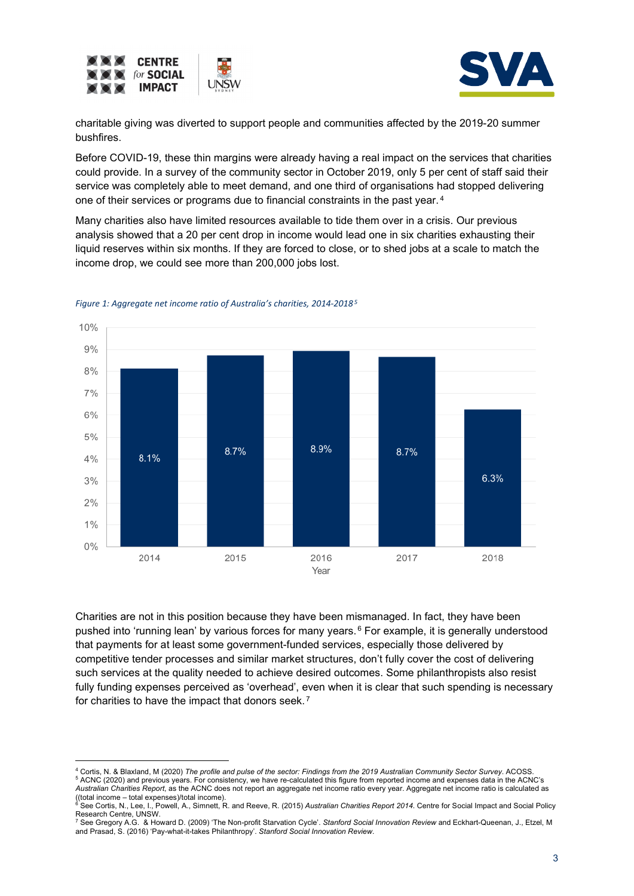charitable giving was diverted to support people and communities affected by the 2019-20 summer bushfires.

Before COVID-19, these thin margins were already having a real impact on the services that charities could provide. In a survey of the community sector in October 2019, only 5 per cent of staff said their service was completely able to meet demand, and one third of organisations had stopped delivering one of their services or programs due to financial constraints in the past year.[4]

Many charities also have limited resources available to tide them over in a crisis. Our previous analysis showed that a 20 per cent drop in income would lead one in six charities exhausting their liquid reserves within six months. If they are forced to close, or to shed jobs at a scale to match the income drop, we could see more than 200,000 jobs lost.

*Figure 1: Aggregate net income ratio of Australia's charities, 2014-2018*[5]

10%
9%
8%
7%
6%
5%
4%
3%
2%
1%
0%

8.1%
8.7%
8.9%
8.7%
6.3%

2014
2015
2016
2017
2018

Year

Charities are not in this position because they have been mismanaged. In fact, they have been pushed into 'running lean' by various forces for many years.[6] For example, it is generally understood that payments for at least some government-funded services, especially those delivered by competitive tender processes and similar market structures, don't fully cover the cost of delivering such services at the quality needed to achieve desired outcomes. Some philanthropists also resist fully funding expenses perceived as 'overhead', even when it is clear that such spending is necessary for charities to have the impact that donors seek.[7]

---

[4] Cortis, N. & Blaxland, M (2020) *The profile and pulse of the sector: Findings from the 2019 Australian Community Sector Survey*. ACOSS.

[5] ACNC (2020) and previous years. For consistency, we have re-calculated this figure from reported income and expenses data in the ACNC's *Australian Charities Report*, as the ACNC does not report an aggregate net income ratio every year. Aggregate net income ratio is calculated as ((total income – total expenses)/total income).

[6] See Cortis, N., Lee, I., Powell, A., Simnett, R. and Reeve, R. (2015) *Australian Charities Report 2014*. Centre for Social Impact and Social Policy Research Centre, UNSW.

[7] See Gregory A.G. & Howard D. (2009) 'The Non-profit Starvation Cycle'. *Stanford Social Innovation Review* and Eckhart-Queenan, J., Etzel, M and Prasad, S. (2016) 'Pay-what-it-takes Philanthropy'. *Stanford Social Innovation Review*.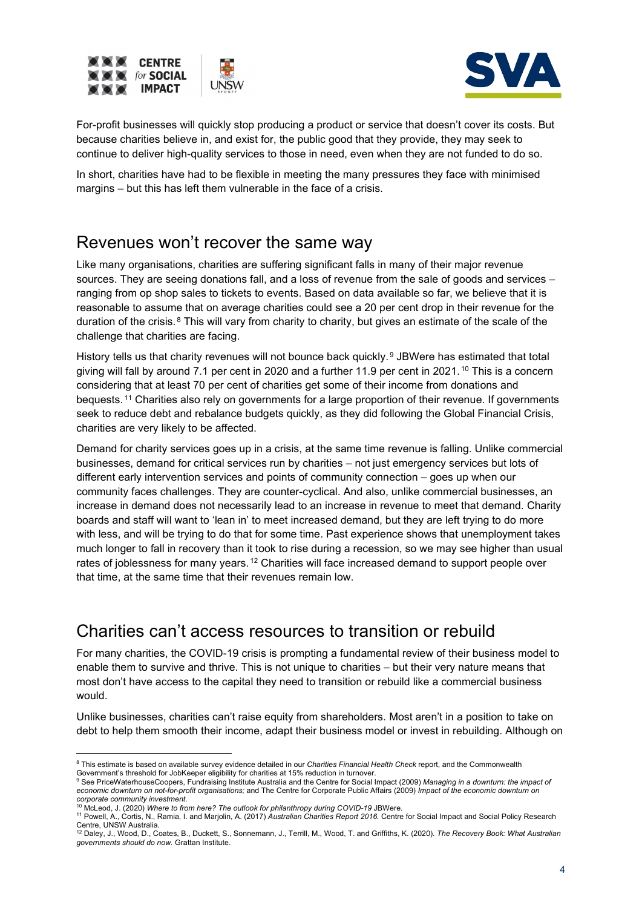For-profit businesses will quickly stop producing a product or service that doesn't cover its costs. But because charities believe in, and exist for, the public good that they provide, they may seek to continue to deliver high-quality services to those in need, even when they are not funded to do so.

In short, charities have had to be flexible in meeting the many pressures they face with minimised margins – but this has left them vulnerable in the face of a crisis.

## Revenues won't recover the same way

Like many organisations, charities are suffering significant falls in many of their major revenue sources. They are seeing donations fall, and a loss of revenue from the sale of goods and services – ranging from op shop sales to tickets to events. Based on data available so far, we believe that it is reasonable to assume that on average charities could see a 20 per cent drop in their revenue for the duration of the crisis.[8] This will vary from charity to charity, but gives an estimate of the scale of the challenge that charities are facing.

History tells us that charity revenues will not bounce back quickly.[9] JBWere has estimated that total giving will fall by around 7.1 per cent in 2020 and a further 11.9 per cent in 2021.[10] This is a concern considering that at least 70 per cent of charities get some of their income from donations and bequests.[11] Charities also rely on governments for a large proportion of their revenue. If governments seek to reduce debt and rebalance budgets quickly, as they did following the Global Financial Crisis, charities are very likely to be affected.

Demand for charity services goes up in a crisis, at the same time revenue is falling. Unlike commercial businesses, demand for critical services run by charities – not just emergency services but lots of different early intervention services and points of community connection – goes up when our community faces challenges. They are counter-cyclical. And also, unlike commercial businesses, an increase in demand does not necessarily lead to an increase in revenue to meet that demand. Charity boards and staff will want to 'lean in' to meet increased demand, but they are left trying to do more with less, and will be trying to do that for some time. Past experience shows that unemployment takes much longer to fall in recovery than it took to rise during a recession, so we may see higher than usual rates of joblessness for many years.[12] Charities will face increased demand to support people over that time, at the same time that their revenues remain low.

## Charities can't access resources to transition or rebuild

For many charities, the COVID-19 crisis is prompting a fundamental review of their business model to enable them to survive and thrive. This is not unique to charities – but their very nature means that most don't have access to the capital they need to transition or rebuild like a commercial business would.

Unlike businesses, charities can't raise equity from shareholders. Most aren't in a position to take on debt to help them smooth their income, adapt their business model or invest in rebuilding. Although on

---

[8] This estimate is based on available survey evidence detailed in our *Charities Financial Health Check* report, and the Commonwealth Government's threshold for JobKeeper eligibility for charities at 15% reduction in turnover.

[9] See PriceWaterhouseCoopers, Fundraising Institute Australia and the Centre for Social Impact (2009) *Managing in a downturn: the impact of economic downturn on not-for-profit organisations;* and The Centre for Corporate Public Affairs (2009) *Impact of the economic downturn on corporate community investment.*

[10] McLeod, J. (2020) *Where to from here? The outlook for philanthropy during COVID-19* JBWere.

[11] Powell, A., Cortis, N., Ramia, I. and Marjolin, A. (2017) *Australian Charities Report 2016.* Centre for Social Impact and Social Policy Research Centre, UNSW Australia.

[12] Daley, J., Wood, D., Coates, B., Duckett, S., Sonnemann, J., Terrill, M., Wood, T. and Griffiths, K. (2020). *The Recovery Book: What Australian governments should do now.* Grattan Institute.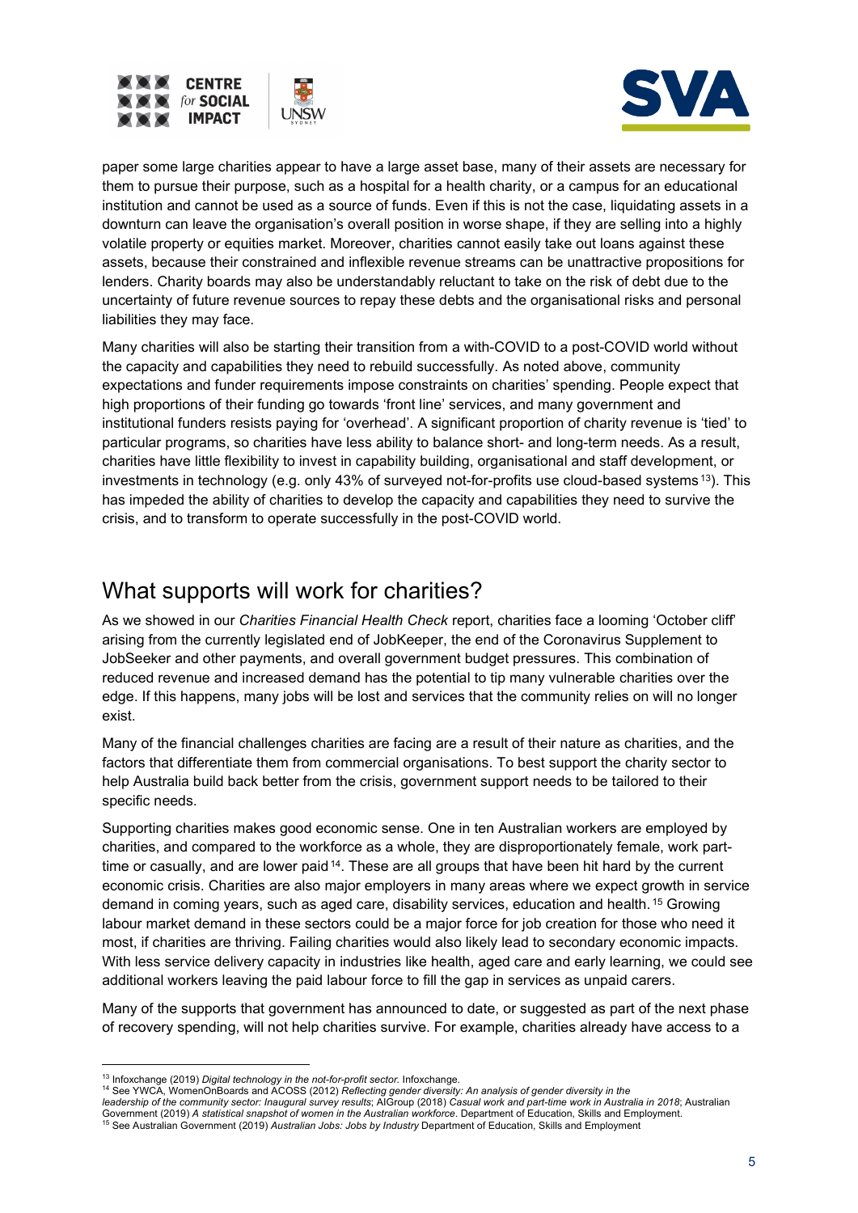paper some large charities appear to have a large asset base, many of their assets are necessary for them to pursue their purpose, such as a hospital for a health charity, or a campus for an educational institution and cannot be used as a source of funds. Even if this is not the case, liquidating assets in a downturn can leave the organisation's overall position in worse shape, if they are selling into a highly volatile property or equities market. Moreover, charities cannot easily take out loans against these assets, because their constrained and inflexible revenue streams can be unattractive propositions for lenders. Charity boards may also be understandably reluctant to take on the risk of debt due to the uncertainty of future revenue sources to repay these debts and the organisational risks and personal liabilities they may face.

Many charities will also be starting their transition from a with-COVID to a post-COVID world without the capacity and capabilities they need to rebuild successfully. As noted above, community expectations and funder requirements impose constraints on charities' spending. People expect that high proportions of their funding go towards 'front line' services, and many government and institutional funders resists paying for 'overhead'. A significant proportion of charity revenue is 'tied' to particular programs, so charities have less ability to balance short- and long-term needs. As a result, charities have little flexibility to invest in capability building, organisational and staff development, or investments in technology (e.g. only 43% of surveyed not-for-profits use cloud-based systems[13]). This has impeded the ability of charities to develop the capacity and capabilities they need to survive the crisis, and to transform to operate successfully in the post-COVID world.

## What supports will work for charities?

As we showed in our *Charities Financial Health Check* report, charities face a looming 'October cliff' arising from the currently legislated end of JobKeeper, the end of the Coronavirus Supplement to JobSeeker and other payments, and overall government budget pressures. This combination of reduced revenue and increased demand has the potential to tip many vulnerable charities over the edge. If this happens, many jobs will be lost and services that the community relies on will no longer exist.

Many of the financial challenges charities are facing are a result of their nature as charities, and the factors that differentiate them from commercial organisations. To best support the charity sector to help Australia build back better from the crisis, government support needs to be tailored to their specific needs.

Supporting charities makes good economic sense. One in ten Australian workers are employed by charities, and compared to the workforce as a whole, they are disproportionately female, work part-time or casually, and are lower paid[14]. These are all groups that have been hit hard by the current economic crisis. Charities are also major employers in many areas where we expect growth in service demand in coming years, such as aged care, disability services, education and health.[15] Growing labour market demand in these sectors could be a major force for job creation for those who need it most, if charities are thriving. Failing charities would also likely lead to secondary economic impacts. With less service delivery capacity in industries like health, aged care and early learning, we could see additional workers leaving the paid labour force to fill the gap in services as unpaid carers.

Many of the supports that government has announced to date, or suggested as part of the next phase of recovery spending, will not help charities survive. For example, charities already have access to a

---

[13] Infoxchange (2019) *Digital technology in the not-for-profit sector.* Infoxchange.

[14] See YWCA, WomenOnBoards and ACOSS (2012) *Reflecting gender diversity: An analysis of gender diversity in the leadership of the community sector: Inaugural survey results*; AIGroup (2018) *Casual work and part-time work in Australia in 2018*; Australian Government (2019) *A statistical snapshot of women in the Australian workforce*. Department of Education, Skills and Employment.

[15] See Australian Government (2019) *Australian Jobs: Jobs by Industry* Department of Education, Skills and Employment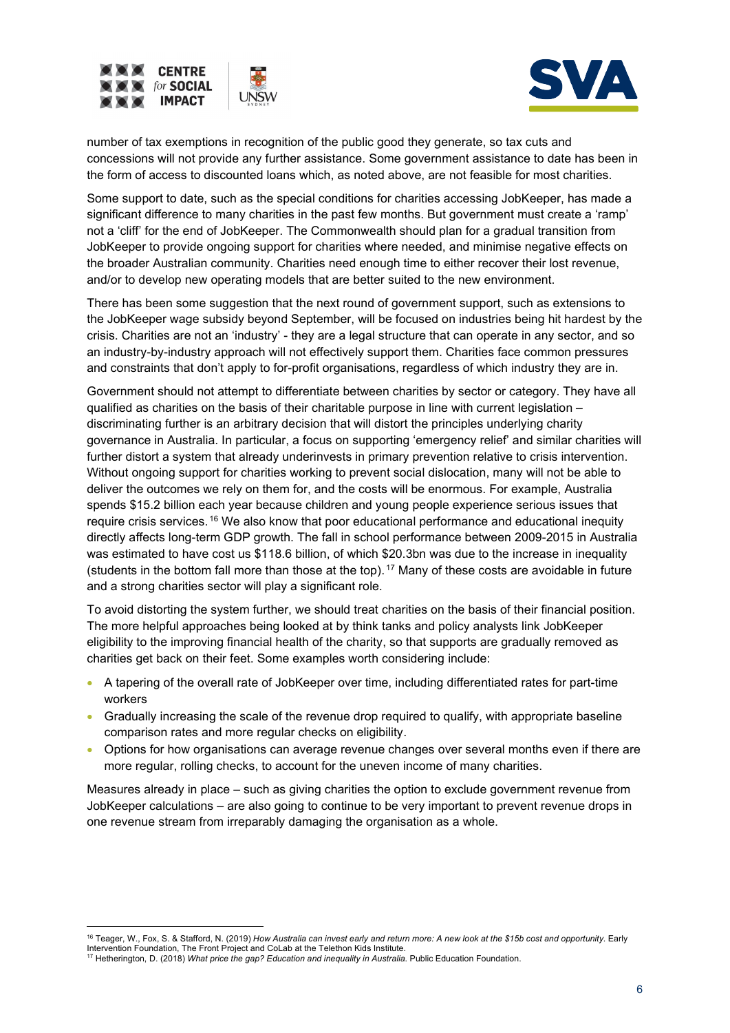number of tax exemptions in recognition of the public good they generate, so tax cuts and concessions will not provide any further assistance. Some government assistance to date has been in the form of access to discounted loans which, as noted above, are not feasible for most charities.

Some support to date, such as the special conditions for charities accessing JobKeeper, has made a significant difference to many charities in the past few months. But government must create a 'ramp' not a 'cliff' for the end of JobKeeper. The Commonwealth should plan for a gradual transition from JobKeeper to provide ongoing support for charities where needed, and minimise negative effects on the broader Australian community. Charities need enough time to either recover their lost revenue, and/or to develop new operating models that are better suited to the new environment.

There has been some suggestion that the next round of government support, such as extensions to the JobKeeper wage subsidy beyond September, will be focused on industries being hit hardest by the crisis. Charities are not an 'industry' - they are a legal structure that can operate in any sector, and so an industry-by-industry approach will not effectively support them. Charities face common pressures and constraints that don't apply to for-profit organisations, regardless of which industry they are in.

Government should not attempt to differentiate between charities by sector or category. They have all qualified as charities on the basis of their charitable purpose in line with current legislation – discriminating further is an arbitrary decision that will distort the principles underlying charity governance in Australia. In particular, a focus on supporting 'emergency relief' and similar charities will further distort a system that already underinvests in primary prevention relative to crisis intervention. Without ongoing support for charities working to prevent social dislocation, many will not be able to deliver the outcomes we rely on them for, and the costs will be enormous. For example, Australia spends $15.2 billion each year because children and young people experience serious issues that require crisis services.[16] We also know that poor educational performance and educational inequity directly affects long-term GDP growth. The fall in school performance between 2009-2015 in Australia was estimated to have cost us $118.6 billion, of which $20.3bn was due to the increase in inequality (students in the bottom fall more than those at the top).[17] Many of these costs are avoidable in future and a strong charities sector will play a significant role.

To avoid distorting the system further, we should treat charities on the basis of their financial position. The more helpful approaches being looked at by think tanks and policy analysts link JobKeeper eligibility to the improving financial health of the charity, so that supports are gradually removed as charities get back on their feet. Some examples worth considering include:

- A tapering of the overall rate of JobKeeper over time, including differentiated rates for part-time workers
- Gradually increasing the scale of the revenue drop required to qualify, with appropriate baseline comparison rates and more regular checks on eligibility.
- Options for how organisations can average revenue changes over several months even if there are more regular, rolling checks, to account for the uneven income of many charities.

Measures already in place – such as giving charities the option to exclude government revenue from JobKeeper calculations – are also going to continue to be very important to prevent revenue drops in one revenue stream from irreparably damaging the organisation as a whole.

[16] Teager, W., Fox, S. & Stafford, N. (2019) *How Australia can invest early and return more: A new look at the $15b cost and opportunity*. Early Intervention Foundation, The Front Project and CoLab at the Telethon Kids Institute.

[17] Hetherington, D. (2018) *What price the gap? Education and inequality in Australia*. Public Education Foundation.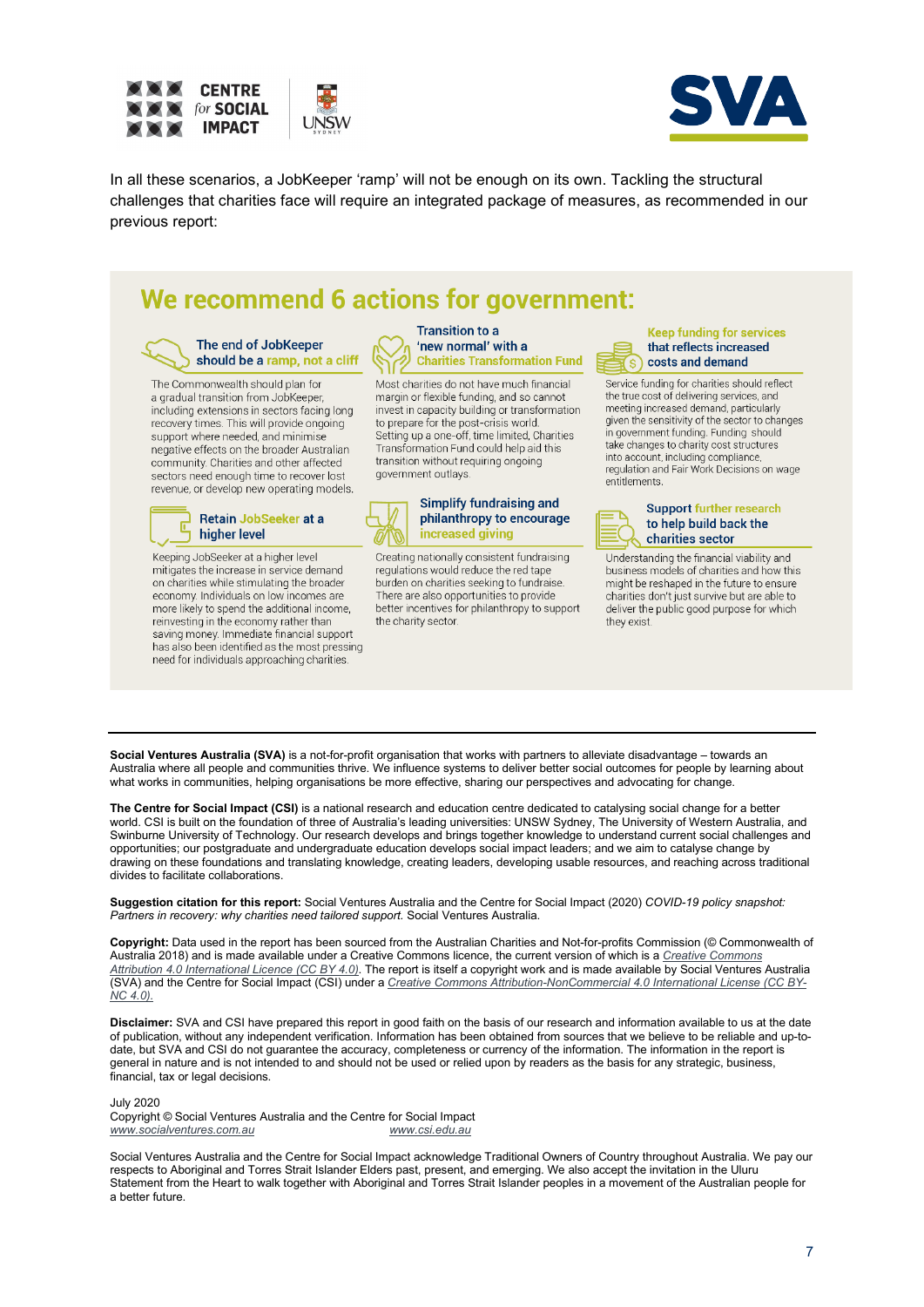In all these scenarios, a JobKeeper 'ramp' will not be enough on its own. Tackling the structural challenges that charities face will require an integrated package of measures, as recommended in our previous report:

## We recommend 6 actions for government:

### The end of JobKeeper should be a ramp, not a cliff

The Commonwealth should plan for a gradual transition from JobKeeper, including extensions in sectors facing long recovery times. This will provide ongoing support where needed, and minimise negative effects on the broader Australian community. Charities and other affected sectors need enough time to recover lost revenue, or develop new operating models.

### Transition to a 'new normal' with a Charities Transformation Fund

Most charities do not have much financial margin or flexible funding, and so cannot invest in capacity building or transformation to prepare for the post-crisis world. Setting up a one-off, time limited, Charities Transformation Fund could help aid this transition without requiring ongoing government outlays.

### Keep funding for services that reflects increased costs and demand

Service funding for charities should reflect the true cost of delivering services, and meeting increased demand, particularly given the sensitivity of the sector to changes in government funding. Funding should take changes to charity cost structures into account, including compliance, regulation and Fair Work Decisions on wage entitlements.

### Retain JobSeeker at a higher level

Keeping JobSeeker at a higher level mitigates the increase in service demand on charities while stimulating the broader economy. Individuals on low incomes are more likely to spend the additional income, reinvesting in the economy rather than saving money. Immediate financial support has also been identified as the most pressing need for individuals approaching charities.

### Simplify fundraising and philanthropy to encourage increased giving

Creating nationally consistent fundraising regulations would reduce the red tape burden on charities seeking to fundraise. There are also opportunities to provide better incentives for philanthropy to support the charity sector.

### Support further research to help build back the charities sector

Understanding the financial viability and business models of charities and how this might be reshaped in the future to ensure charities don't just survive but are able to deliver the public good purpose for which they exist.

---

**Social Ventures Australia (SVA)** is a not-for-profit organisation that works with partners to alleviate disadvantage – towards an Australia where all people and communities thrive. We influence systems to deliver better social outcomes for people by learning about what works in communities, helping organisations be more effective, sharing our perspectives and advocating for change.

**The Centre for Social Impact (CSI)** is a national research and education centre dedicated to catalysing social change for a better world. CSI is built on the foundation of three of Australia's leading universities: UNSW Sydney, The University of Western Australia, and Swinburne University of Technology. Our research develops and brings together knowledge to understand current social challenges and opportunities; our postgraduate and undergraduate education develops social impact leaders; and we aim to catalyse change by drawing on these foundations and translating knowledge, creating leaders, developing usable resources, and reaching across traditional divides to facilitate collaborations.

**Suggestion citation for this report:** Social Ventures Australia and the Centre for Social Impact (2020) *COVID-19 policy snapshot: Partners in recovery: why charities need tailored support.* Social Ventures Australia.

**Copyright:** Data used in the report has been sourced from the Australian Charities and Not-for-profits Commission (© Commonwealth of Australia 2018) and is made available under a Creative Commons licence, the current version of which is a *Creative Commons Attribution 4.0 International Licence (CC BY 4.0)*. The report is itself a copyright work and is made available by Social Ventures Australia (SVA) and the Centre for Social Impact (CSI) under a *Creative Commons Attribution-NonCommercial 4.0 International License (CC BY-NC 4.0)*.

**Disclaimer:** SVA and CSI have prepared this report in good faith on the basis of our research and information available to us at the date of publication, without any independent verification. Information has been obtained from sources that we believe to be reliable and up-to-date, but SVA and CSI do not guarantee the accuracy, completeness or currency of the information. The information in the report is general in nature and is not intended to and should not be used or relied upon by readers as the basis for any strategic, business, financial, tax or legal decisions.

July 2020
Copyright © Social Ventures Australia and the Centre for Social Impact
*www.socialventures.com.au* *www.csi.edu.au*

Social Ventures Australia and the Centre for Social Impact acknowledge Traditional Owners of Country throughout Australia. We pay our respects to Aboriginal and Torres Strait Islander Elders past, present, and emerging. We also accept the invitation in the Uluru Statement from the Heart to walk together with Aboriginal and Torres Strait Islander peoples in a movement of the Australian people for a better future.